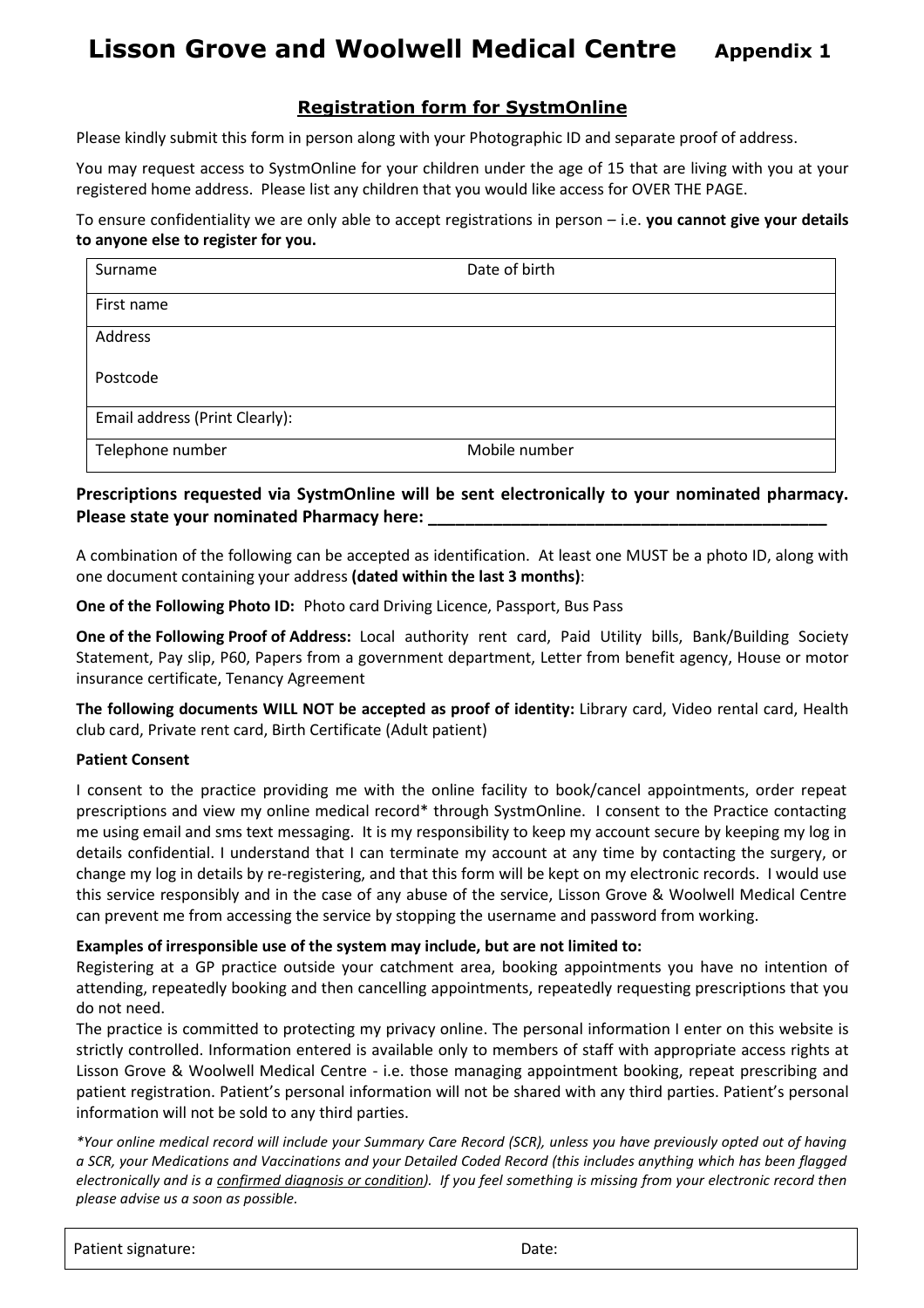# Lisson Grove and Woolwell Medical Centre **Appendix 1**

## Registration form for SystmOnline

Please kindly submit this form in person along with your Photographic ID and separate proof of address.

You may request access to SystmOnline for your children under the age of 15 that are living with you at your registered home address. Please list any children that you would like access for OVER THE PAGE.

To ensure confidentiality we are only able to accept registrations in person – i.e. **you cannot give your details to anyone else to register for you.**

| Surname | Date of birth |
|---|---|
| First name | |
| Address<br><br>Postcode | |
| Email address (Print Clearly): | |
| Telephone number | Mobile number |

**Prescriptions requested via SystmOnline will be sent electronically to your nominated pharmacy. Please state your nominated Pharmacy here: ___________________________________________**

A combination of the following can be accepted as identification. At least one MUST be a photo ID, along with one document containing your address **(dated within the last 3 months)**:

**One of the Following Photo ID:** Photo card Driving Licence, Passport, Bus Pass

**One of the Following Proof of Address:** Local authority rent card, Paid Utility bills, Bank/Building Society Statement, Pay slip, P60, Papers from a government department, Letter from benefit agency, House or motor insurance certificate, Tenancy Agreement

**The following documents WILL NOT be accepted as proof of identity:** Library card, Video rental card, Health club card, Private rent card, Birth Certificate (Adult patient)

**Patient Consent**

I consent to the practice providing me with the online facility to book/cancel appointments, order repeat prescriptions and view my online medical record* through SystmOnline. I consent to the Practice contacting me using email and sms text messaging. It is my responsibility to keep my account secure by keeping my log in details confidential. I understand that I can terminate my account at any time by contacting the surgery, or change my log in details by re-registering, and that this form will be kept on my electronic records. I would use this service responsibly and in the case of any abuse of the service, Lisson Grove & Woolwell Medical Centre can prevent me from accessing the service by stopping the username and password from working.

**Examples of irresponsible use of the system may include, but are not limited to:**
Registering at a GP practice outside your catchment area, booking appointments you have no intention of attending, repeatedly booking and then cancelling appointments, repeatedly requesting prescriptions that you do not need.
The practice is committed to protecting my privacy online. The personal information I enter on this website is strictly controlled. Information entered is available only to members of staff with appropriate access rights at Lisson Grove & Woolwell Medical Centre - i.e. those managing appointment booking, repeat prescribing and patient registration. Patient's personal information will not be shared with any third parties. Patient's personal information will not be sold to any third parties.

*\*Your online medical record will include your Summary Care Record (SCR), unless you have previously opted out of having a SCR, your Medications and Vaccinations and your Detailed Coded Record (this includes anything which has been flagged electronically and is a <u>confirmed diagnosis or condition</u>). If you feel something is missing from your electronic record then please advise us a soon as possible.*

| Patient signature: | Date: |
|---|---|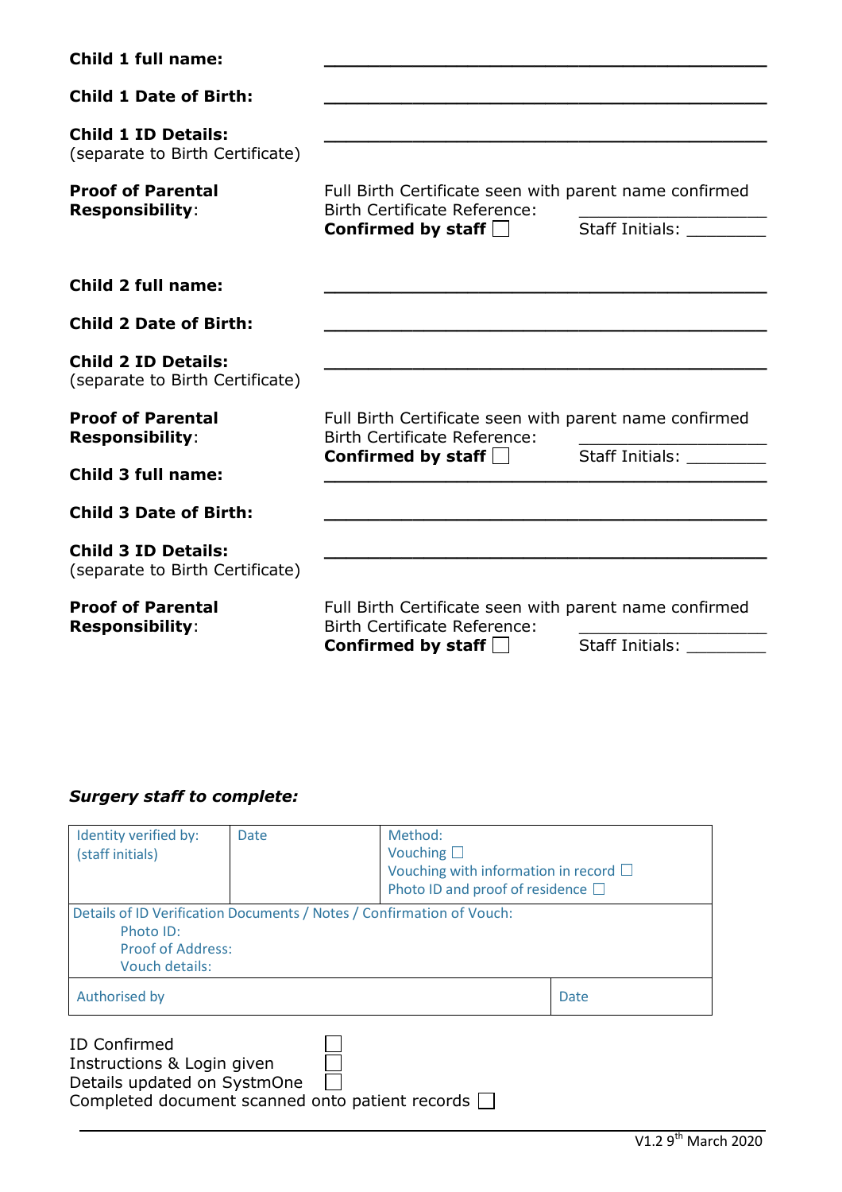**Child 1 full name:** ______________________________________

**Child 1 Date of Birth:** ______________________________________

**Child 1 ID Details:** ______________________________________
(separate to Birth Certificate)

**Proof of Parental Responsibility**: Full Birth Certificate seen with parent name confirmed
Birth Certificate Reference: ____________________
**Confirmed by staff** ☐ Staff Initials: _________

**Child 2 full name:** ______________________________________

**Child 2 Date of Birth:** ______________________________________

**Child 2 ID Details:** ______________________________________
(separate to Birth Certificate)

**Proof of Parental Responsibility**: Full Birth Certificate seen with parent name confirmed
Birth Certificate Reference: ____________________
**Confirmed by staff** ☐ Staff Initials: _________

**Child 3 full name:** ______________________________________

**Child 3 Date of Birth:** ______________________________________

**Child 3 ID Details:** ______________________________________
(separate to Birth Certificate)

**Proof of Parental Responsibility**: Full Birth Certificate seen with parent name confirmed
Birth Certificate Reference: ____________________
**Confirmed by staff** ☐ Staff Initials: _________

***Surgery staff to complete:***

| Identity verified by: (staff initials) | Date | Method: Vouching ☐ Vouching with information in record ☐ Photo ID and proof of residence ☐ |
|---|---|---|
| Details of ID Verification Documents / Notes / Confirmation of Vouch: Photo ID: Proof of Address: Vouch details: | | |
| Authorised by | | Date |

ID Confirmed ☐
Instructions & Login given ☐
Details updated on SystmOne ☐
Completed document scanned onto patient records ☐

V1.2 9th March 2020